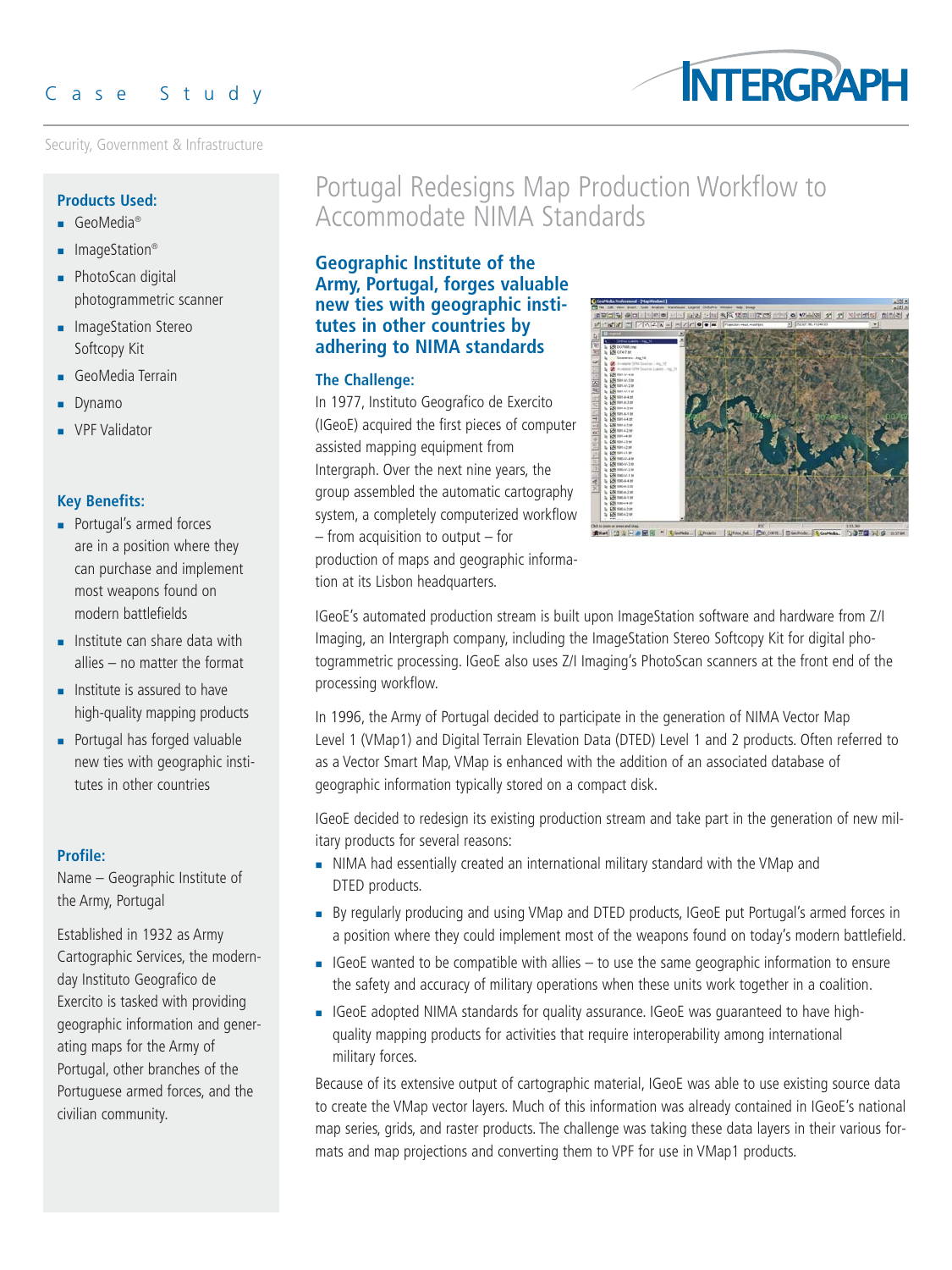Case Study

Security, Government & Infrastructure

# Portugal Redesigns Map Production Workflow to Accommodate NIMA Standards

## Geographic Institute of the Army, Portugal, forges valuable new ties with geographic institutes in other countries by adhering to NIMA standards

### The Challenge:

In 1977, Instituto Geografico de Exercito (IGeoE) acquired the first pieces of computer assisted mapping equipment from Intergraph. Over the next nine years, the group assembled the automatic cartography system, a completely computerized workflow – from acquisition to output – for production of maps and geographic information at its Lisbon headquarters.

IGeoE's automated production stream is built upon ImageStation software and hardware from Z/I Imaging, an Intergraph company, including the ImageStation Stereo Softcopy Kit for digital photogrammetric processing. IGeoE also uses Z/I Imaging's PhotoScan scanners at the front end of the processing workflow.

In 1996, the Army of Portugal decided to participate in the generation of NIMA Vector Map Level 1 (VMap1) and Digital Terrain Elevation Data (DTED) Level 1 and 2 products. Often referred to as a Vector Smart Map, VMap is enhanced with the addition of an associated database of geographic information typically stored on a compact disk.

IGeoE decided to redesign its existing production stream and take part in the generation of new military products for several reasons:

- NIMA had essentially created an international military standard with the VMap and DTED products.
- By regularly producing and using VMap and DTED products, IGeoE put Portugal's armed forces in a position where they could implement most of the weapons found on today's modern battlefield.
- IGeoE wanted to be compatible with allies – to use the same geographic information to ensure the safety and accuracy of military operations when these units work together in a coalition.
- IGeoE adopted NIMA standards for quality assurance. IGeoE was guaranteed to have high-quality mapping products for activities that require interoperability among international military forces.

Because of its extensive output of cartographic material, IGeoE was able to use existing source data to create the VMap vector layers. Much of this information was already contained in IGeoE's national map series, grids, and raster products. The challenge was taking these data layers in their various formats and map projections and converting them to VPF for use in VMap1 products.

**Products Used:**

- GeoMedia®
- ImageStation®
- PhotoScan digital photogrammetric scanner
- ImageStation Stereo Softcopy Kit
- GeoMedia Terrain
- Dynamo
- VPF Validator

**Key Benefits:**

- Portugal's armed forces are in a position where they can purchase and implement most weapons found on modern battlefields
- Institute can share data with allies – no matter the format
- Institute is assured to have high-quality mapping products
- Portugal has forged valuable new ties with geographic institutes in other countries

**Profile:**

Name – Geographic Institute of the Army, Portugal

Established in 1932 as Army Cartographic Services, the modern-day Instituto Geografico de Exercito is tasked with providing geographic information and generating maps for the Army of Portugal, other branches of the Portuguese armed forces, and the civilian community.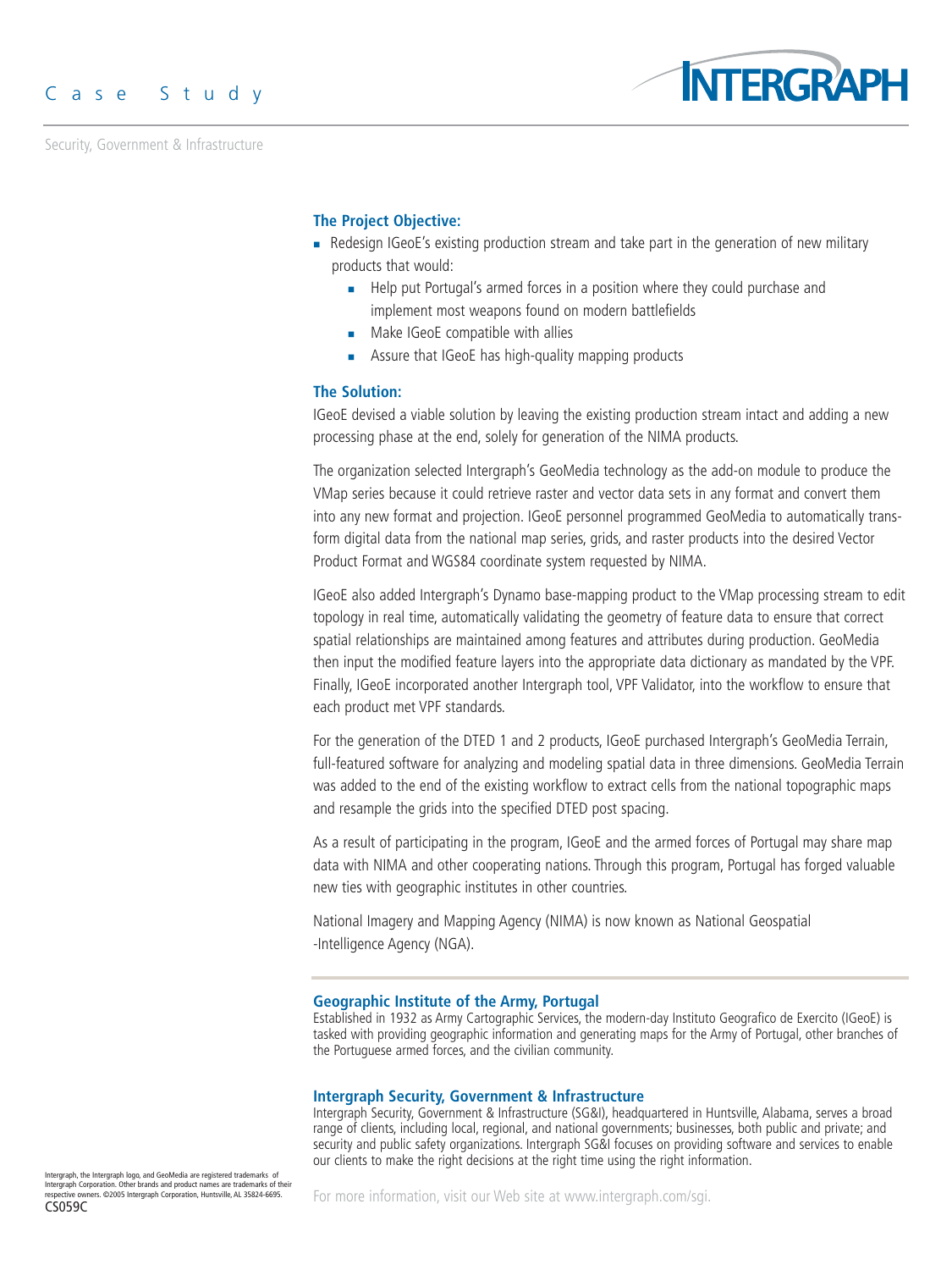### The Project Objective:

- Redesign IGeoE's existing production stream and take part in the generation of new military products that would:
  - Help put Portugal's armed forces in a position where they could purchase and implement most weapons found on modern battlefields
  - Make IGeoE compatible with allies
  - Assure that IGeoE has high-quality mapping products

### The Solution:

IGeoE devised a viable solution by leaving the existing production stream intact and adding a new processing phase at the end, solely for generation of the NIMA products.

The organization selected Intergraph's GeoMedia technology as the add-on module to produce the VMap series because it could retrieve raster and vector data sets in any format and convert them into any new format and projection. IGeoE personnel programmed GeoMedia to automatically transform digital data from the national map series, grids, and raster products into the desired Vector Product Format and WGS84 coordinate system requested by NIMA.

IGeoE also added Intergraph's Dynamo base-mapping product to the VMap processing stream to edit topology in real time, automatically validating the geometry of feature data to ensure that correct spatial relationships are maintained among features and attributes during production. GeoMedia then input the modified feature layers into the appropriate data dictionary as mandated by the VPF. Finally, IGeoE incorporated another Intergraph tool, VPF Validator, into the workflow to ensure that each product met VPF standards.

For the generation of the DTED 1 and 2 products, IGeoE purchased Intergraph's GeoMedia Terrain, full-featured software for analyzing and modeling spatial data in three dimensions. GeoMedia Terrain was added to the end of the existing workflow to extract cells from the national topographic maps and resample the grids into the specified DTED post spacing.

As a result of participating in the program, IGeoE and the armed forces of Portugal may share map data with NIMA and other cooperating nations. Through this program, Portugal has forged valuable new ties with geographic institutes in other countries.

National Imagery and Mapping Agency (NIMA) is now known as National Geospatial -Intelligence Agency (NGA).

### Geographic Institute of the Army, Portugal

Established in 1932 as Army Cartographic Services, the modern-day Instituto Geografico de Exercito (IGeoE) is tasked with providing geographic information and generating maps for the Army of Portugal, other branches of the Portuguese armed forces, and the civilian community.

### Intergraph Security, Government & Infrastructure

Intergraph Security, Government & Infrastructure (SG&I), headquartered in Huntsville, Alabama, serves a broad range of clients, including local, regional, and national governments; businesses, both public and private; and security and public safety organizations. Intergraph SG&I focuses on providing software and services to enable our clients to make the right decisions at the right time using the right information.

For more information, visit our Web site at www.intergraph.com/sgi.

Intergraph, the Intergraph logo, and GeoMedia are registered trademarks of Intergraph Corporation. Other brands and product names are trademarks of their respective owners. ©2005 Intergraph Corporation, Huntsville, AL 35824-6695.
CS059C